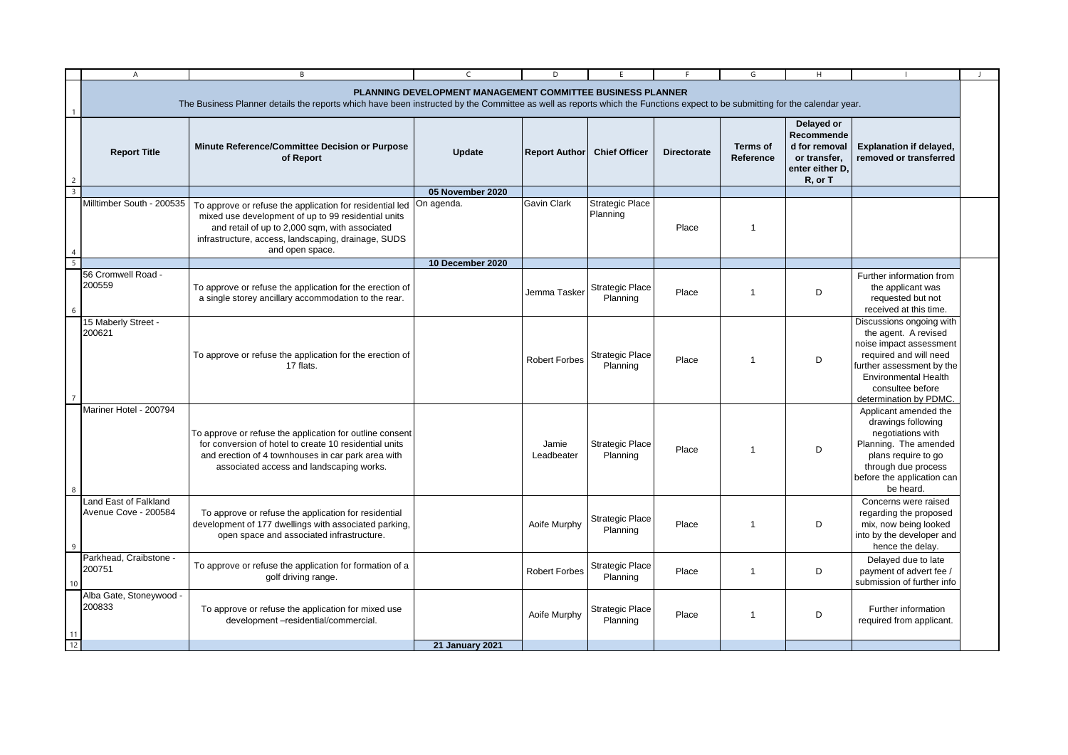# PLANNING DEVELOPMENT MANAGEMENT COMMITTEE BUSINESS PLANNER

The Business Planner details the reports which have been instructed by the Committee as well as reports which the Functions expect to be submitting for the calendar year.

| Report Title | Minute Reference/Committee Decision or Purpose of Report | Update | Report Author | Chief Officer | Directorate | Terms of Reference | Delayed or Recommended for removal or transfer, enter either D, R, or T | Explanation if delayed, removed or transferred |
|---|---|---|---|---|---|---|---|---|
| | | **05 November 2020** | | | | | | |
| Milltimber South - 200535 | To approve or refuse the application for residential led mixed use development of up to 99 residential units and retail of up to 2,000 sqm, with associated infrastructure, access, landscaping, drainage, SUDS and open space. | On agenda. | Gavin Clark | Strategic Place Planning | Place | 1 | | |
| | | **10 December 2020** | | | | | | |
| 56 Cromwell Road - 200559 | To approve or refuse the application for the erection of a single storey ancillary accommodation to the rear. | | Jemma Tasker | Strategic Place Planning | Place | 1 | D | Further information from the applicant was requested but not received at this time. |
| 15 Maberly Street - 200621 | To approve or refuse the application for the erection of 17 flats. | | Robert Forbes | Strategic Place Planning | Place | 1 | D | Discussions ongoing with the agent. A revised noise impact assessment required and will need further assessment by the Environmental Health consultee before determination by PDMC. |
| Mariner Hotel - 200794 | To approve or refuse the application for outline consent for conversion of hotel to create 10 residential units and erection of 4 townhouses in car park area with associated access and landscaping works. | | Jamie Leadbeater | Strategic Place Planning | Place | 1 | D | Applicant amended the drawings following negotiations with Planning. The amended plans require to go through due process before the application can be heard. |
| Land East of Falkland Avenue Cove - 200584 | To approve or refuse the application for residential development of 177 dwellings with associated parking, open space and associated infrastructure. | | Aoife Murphy | Strategic Place Planning | Place | 1 | D | Concerns were raised regarding the proposed mix, now being looked into by the developer and hence the delay. |
| Parkhead, Craibstone - 200751 | To approve or refuse the application for formation of a golf driving range. | | Robert Forbes | Strategic Place Planning | Place | 1 | D | Delayed due to late payment of advert fee / submission of further info |
| Alba Gate, Stoneywood - 200833 | To approve or refuse the application for mixed use development –residential/commercial. | | Aoife Murphy | Strategic Place Planning | Place | 1 | D | Further information required from applicant. |
| | | **21 January 2021** | | | | | | |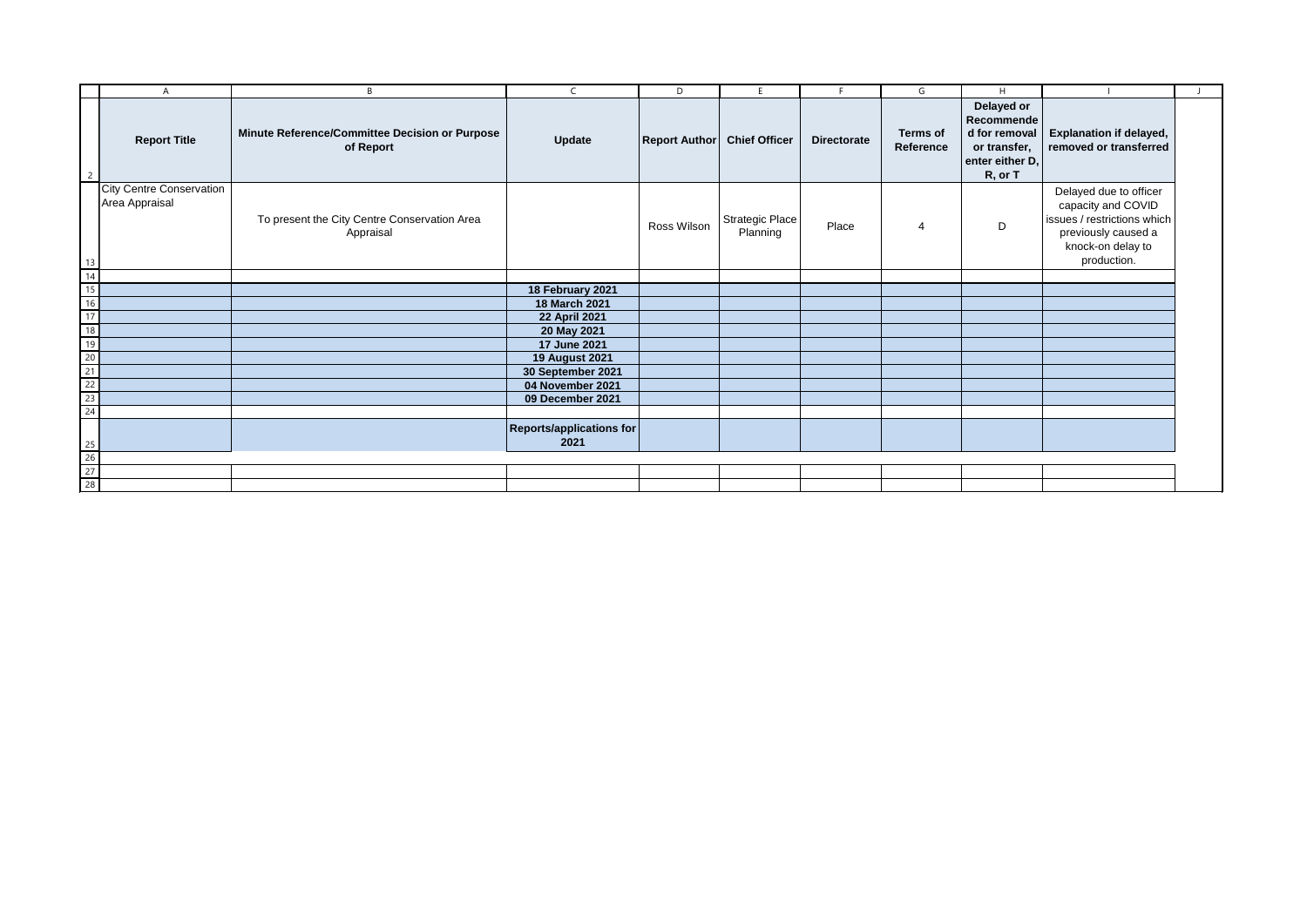| Report Title | Minute Reference/Committee Decision or Purpose of Report | Update | Report Author | Chief Officer | Directorate | Terms of Reference | Delayed or Recommended for removal or transfer, enter either D, R, or T | Explanation if delayed, removed or transferred |
|---|---|---|---|---|---|---|---|---|
| City Centre Conservation Area Appraisal | To present the City Centre Conservation Area Appraisal | | Ross Wilson | Strategic Place Planning | Place | 4 | D | Delayed due to officer capacity and COVID issues / restrictions which previously caused a knock-on delay to production. |
| | | | | | | | | |
| | | **18 February 2021** | | | | | | |
| | | **18 March 2021** | | | | | | |
| | | **22 April 2021** | | | | | | |
| | | **20 May 2021** | | | | | | |
| | | **17 June 2021** | | | | | | |
| | | **19 August 2021** | | | | | | |
| | | **30 September 2021** | | | | | | |
| | | **04 November 2021** | | | | | | |
| | | **09 December 2021** | | | | | | |
| | | | | | | | | |
| | | **Reports/applications for 2021** | | | | | | |